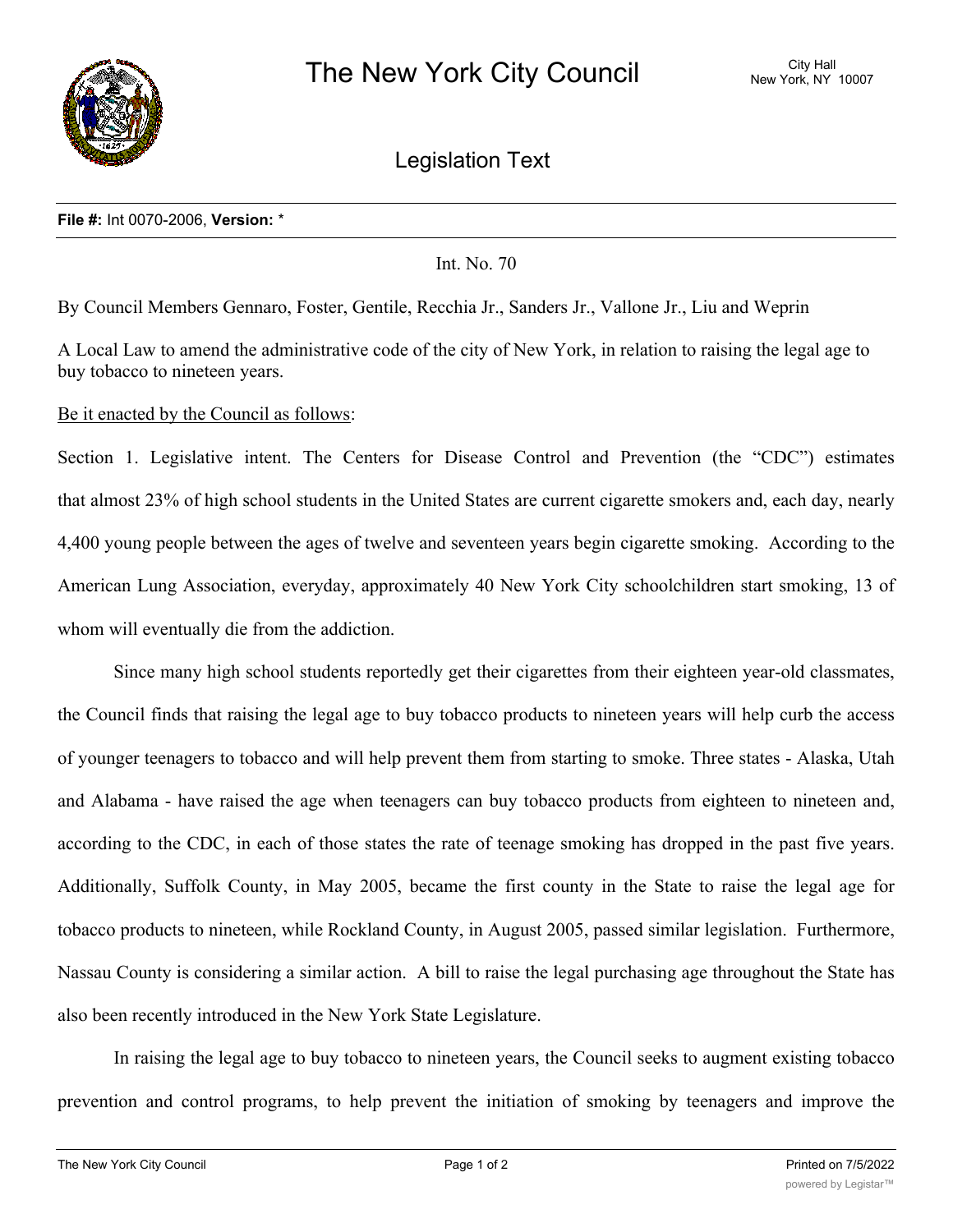# The New York City Council

City Hall
New York, NY 10007

## Legislation Text

**File #:** Int 0070-2006, **Version:** *

Int. No. 70

By Council Members Gennaro, Foster, Gentile, Recchia Jr., Sanders Jr., Vallone Jr., Liu and Weprin

A Local Law to amend the administrative code of the city of New York, in relation to raising the legal age to buy tobacco to nineteen years.

Be it enacted by the Council as follows:

Section 1. Legislative intent. The Centers for Disease Control and Prevention (the "CDC") estimates that almost 23% of high school students in the United States are current cigarette smokers and, each day, nearly 4,400 young people between the ages of twelve and seventeen years begin cigarette smoking. According to the American Lung Association, everyday, approximately 40 New York City schoolchildren start smoking, 13 of whom will eventually die from the addiction.

Since many high school students reportedly get their cigarettes from their eighteen year-old classmates, the Council finds that raising the legal age to buy tobacco products to nineteen years will help curb the access of younger teenagers to tobacco and will help prevent them from starting to smoke. Three states - Alaska, Utah and Alabama - have raised the age when teenagers can buy tobacco products from eighteen to nineteen and, according to the CDC, in each of those states the rate of teenage smoking has dropped in the past five years. Additionally, Suffolk County, in May 2005, became the first county in the State to raise the legal age for tobacco products to nineteen, while Rockland County, in August 2005, passed similar legislation. Furthermore, Nassau County is considering a similar action. A bill to raise the legal purchasing age throughout the State has also been recently introduced in the New York State Legislature.

In raising the legal age to buy tobacco to nineteen years, the Council seeks to augment existing tobacco prevention and control programs, to help prevent the initiation of smoking by teenagers and improve the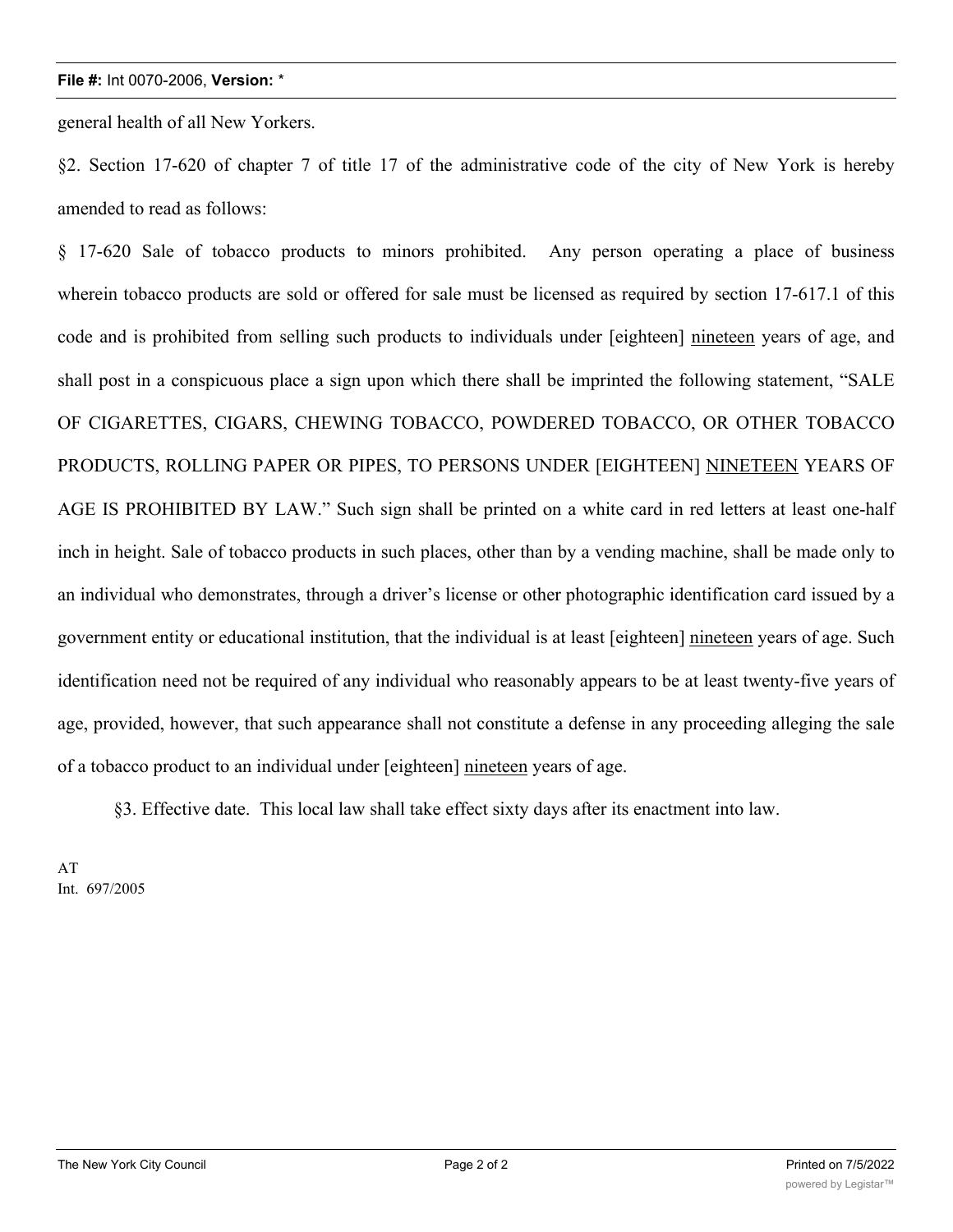general health of all New Yorkers.

§2. Section 17-620 of chapter 7 of title 17 of the administrative code of the city of New York is hereby amended to read as follows:

§ 17-620 Sale of tobacco products to minors prohibited. Any person operating a place of business wherein tobacco products are sold or offered for sale must be licensed as required by section 17-617.1 of this code and is prohibited from selling such products to individuals under [eighteen] nineteen years of age, and shall post in a conspicuous place a sign upon which there shall be imprinted the following statement, "SALE OF CIGARETTES, CIGARS, CHEWING TOBACCO, POWDERED TOBACCO, OR OTHER TOBACCO PRODUCTS, ROLLING PAPER OR PIPES, TO PERSONS UNDER [EIGHTEEN] NINETEEN YEARS OF AGE IS PROHIBITED BY LAW." Such sign shall be printed on a white card in red letters at least one-half inch in height. Sale of tobacco products in such places, other than by a vending machine, shall be made only to an individual who demonstrates, through a driver's license or other photographic identification card issued by a government entity or educational institution, that the individual is at least [eighteen] nineteen years of age. Such identification need not be required of any individual who reasonably appears to be at least twenty-five years of age, provided, however, that such appearance shall not constitute a defense in any proceeding alleging the sale of a tobacco product to an individual under [eighteen] nineteen years of age.

§3. Effective date. This local law shall take effect sixty days after its enactment into law.

AT
Int. 697/2005